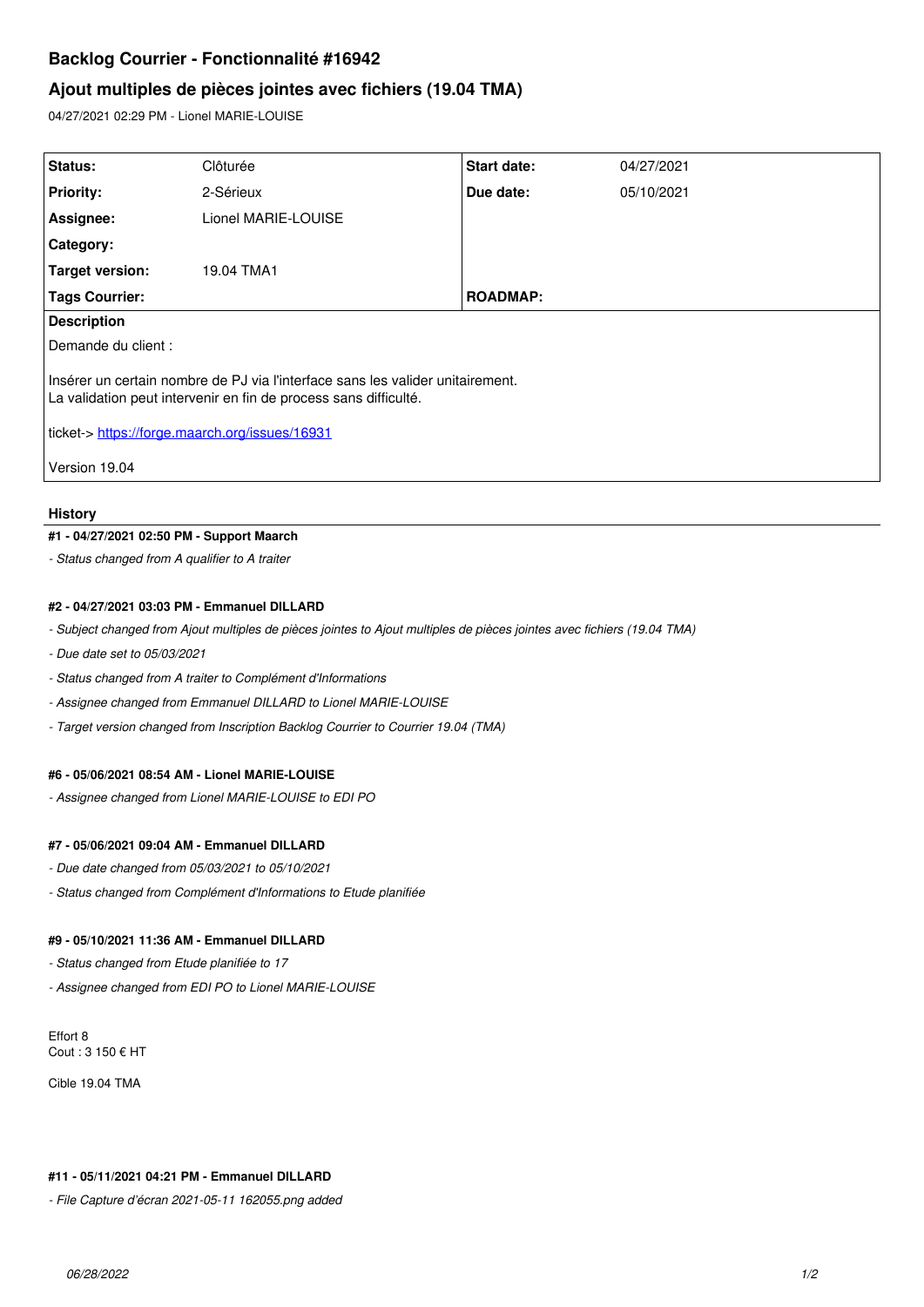# Backlog Courrier - Fonctionnalité #16942

## Ajout multiples de pièces jointes avec fichiers (19.04 TMA)

04/27/2021 02:29 PM - Lionel MARIE-LOUISE

| | | | |
|---|---|---|---|
| **Status:** | Clôturée | **Start date:** | 04/27/2021 |
| **Priority:** | 2-Sérieux | **Due date:** | 05/10/2021 |
| **Assignee:** | Lionel MARIE-LOUISE | | |
| **Category:** | | | |
| **Target version:** | 19.04 TMA1 | | |
| **Tags Courrier:** | | **ROADMAP:** | |

**Description**

Demande du client :

Insérer un certain nombre de PJ via l'interface sans les valider unitairement.
La validation peut intervenir en fin de process sans difficulté.

ticket-> https://forge.maarch.org/issues/16931

Version 19.04

### History

#### #1 - 04/27/2021 02:50 PM - Support Maarch

*- Status changed from A qualifier to A traiter*

#### #2 - 04/27/2021 03:03 PM - Emmanuel DILLARD

*- Subject changed from Ajout multiples de pièces jointes to Ajout multiples de pièces jointes avec fichiers (19.04 TMA)*

*- Due date set to 05/03/2021*

*- Status changed from A traiter to Complément d'Informations*

*- Assignee changed from Emmanuel DILLARD to Lionel MARIE-LOUISE*

*- Target version changed from Inscription Backlog Courrier to Courrier 19.04 (TMA)*

#### #6 - 05/06/2021 08:54 AM - Lionel MARIE-LOUISE

*- Assignee changed from Lionel MARIE-LOUISE to EDI PO*

#### #7 - 05/06/2021 09:04 AM - Emmanuel DILLARD

*- Due date changed from 05/03/2021 to 05/10/2021*

*- Status changed from Complément d'Informations to Etude planifiée*

#### #9 - 05/10/2021 11:36 AM - Emmanuel DILLARD

*- Status changed from Etude planifiée to 17*

*- Assignee changed from EDI PO to Lionel MARIE-LOUISE*

Effort 8
Cout : 3 150 € HT

Cible 19.04 TMA

#### #11 - 05/11/2021 04:21 PM - Emmanuel DILLARD

*- File Capture d'écran 2021-05-11 162055.png added*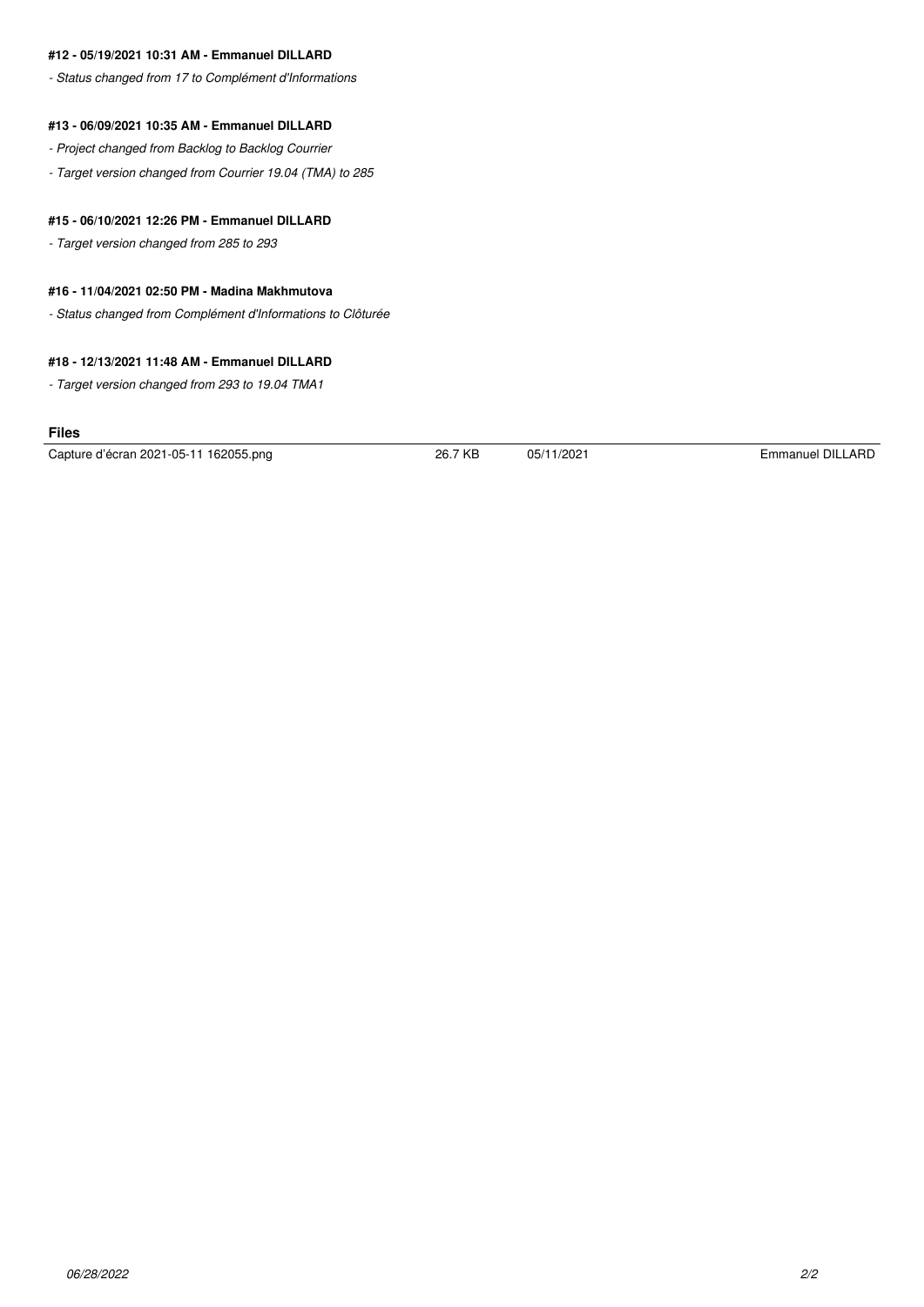#### #12 - 05/19/2021 10:31 AM - Emmanuel DILLARD

*- Status changed from 17 to Complément d'Informations*

#### #13 - 06/09/2021 10:35 AM - Emmanuel DILLARD

*- Project changed from Backlog to Backlog Courrier*

*- Target version changed from Courrier 19.04 (TMA) to 285*

#### #15 - 06/10/2021 12:26 PM - Emmanuel DILLARD

*- Target version changed from 285 to 293*

#### #16 - 11/04/2021 02:50 PM - Madina Makhmutova

*- Status changed from Complément d'Informations to Clôturée*

#### #18 - 12/13/2021 11:48 AM - Emmanuel DILLARD

*- Target version changed from 293 to 19.04 TMA1*

### Files

| | | | |
|---|---|---|---|
| Capture d'écran 2021-05-11 162055.png | 26.7 KB | 05/11/2021 | Emmanuel DILLARD |